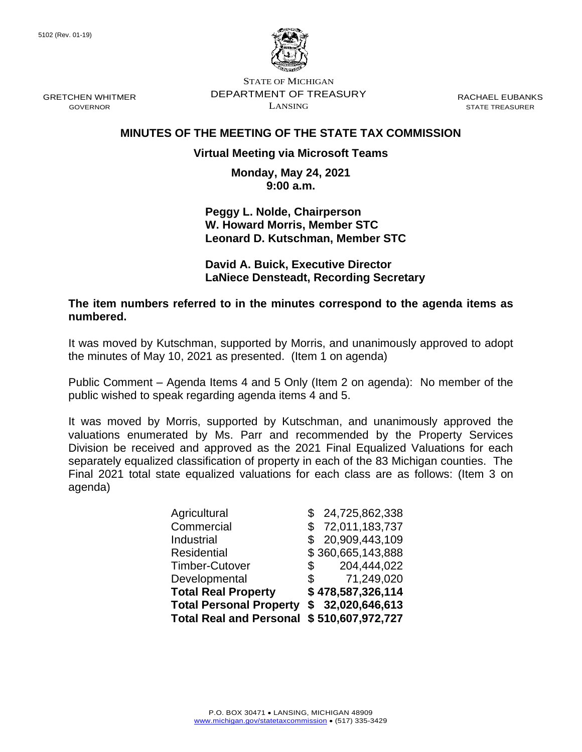5102 (Rev. 01-19)

STATE OF MICHIGAN
DEPARTMENT OF TREASURY
LANSING

GRETCHEN WHITMER
GOVERNOR

RACHAEL EUBANKS
STATE TREASURER

## MINUTES OF THE MEETING OF THE STATE TAX COMMISSION

**Virtual Meeting via Microsoft Teams**

**Monday, May 24, 2021**
**9:00 a.m.**

**Peggy L. Nolde, Chairperson**
**W. Howard Morris, Member STC**
**Leonard D. Kutschman, Member STC**

**David A. Buick, Executive Director**
**LaNiece Densteadt, Recording Secretary**

**The item numbers referred to in the minutes correspond to the agenda items as numbered.**

It was moved by Kutschman, supported by Morris, and unanimously approved to adopt the minutes of May 10, 2021 as presented. (Item 1 on agenda)

Public Comment – Agenda Items 4 and 5 Only (Item 2 on agenda): No member of the public wished to speak regarding agenda items 4 and 5.

It was moved by Morris, supported by Kutschman, and unanimously approved the valuations enumerated by Ms. Parr and recommended by the Property Services Division be received and approved as the 2021 Final Equalized Valuations for each separately equalized classification of property in each of the 83 Michigan counties. The Final 2021 total state equalized valuations for each class are as follows: (Item 3 on agenda)

| | |
|---|---|
| Agricultural | $ 24,725,862,338 |
| Commercial | $ 72,011,183,737 |
| Industrial | $ 20,909,443,109 |
| Residential | $ 360,665,143,888 |
| Timber-Cutover | $ 204,444,022 |
| Developmental | $ 71,249,020 |
| **Total Real Property** | **$ 478,587,326,114** |
| **Total Personal Property** | **$ 32,020,646,613** |
| **Total Real and Personal** | **$ 510,607,972,727** |

P.O. BOX 30471 • LANSING, MICHIGAN 48909
www.michigan.gov/statetaxcommission • (517) 335-3429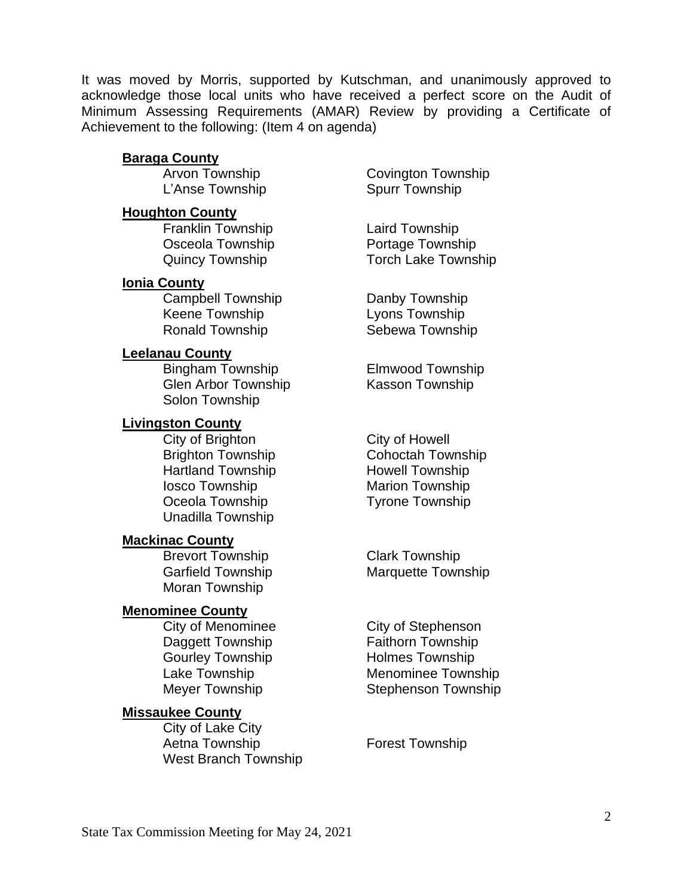It was moved by Morris, supported by Kutschman, and unanimously approved to acknowledge those local units who have received a perfect score on the Audit of Minimum Assessing Requirements (AMAR) Review by providing a Certificate of Achievement to the following: (Item 4 on agenda)

**<u>Baraga County</u>**

Arvon Township
Covington Township
L'Anse Township
Spurr Township

**<u>Houghton County</u>**

Franklin Township
Laird Township
Osceola Township
Portage Township
Quincy Township
Torch Lake Township

**<u>Ionia County</u>**

Campbell Township
Danby Township
Keene Township
Lyons Township
Ronald Township
Sebewa Township

**<u>Leelanau County</u>**

Bingham Township
Elmwood Township
Glen Arbor Township
Kasson Township
Solon Township

**<u>Livingston County</u>**

City of Brighton
City of Howell
Brighton Township
Cohoctah Township
Hartland Township
Howell Township
Iosco Township
Marion Township
Oceola Township
Tyrone Township
Unadilla Township

**<u>Mackinac County</u>**

Brevort Township
Clark Township
Garfield Township
Marquette Township
Moran Township

**<u>Menominee County</u>**

City of Menominee
City of Stephenson
Daggett Township
Faithorn Township
Gourley Township
Holmes Township
Lake Township
Menominee Township
Meyer Township
Stephenson Township

**<u>Missaukee County</u>**

City of Lake City
Aetna Township
Forest Township
West Branch Township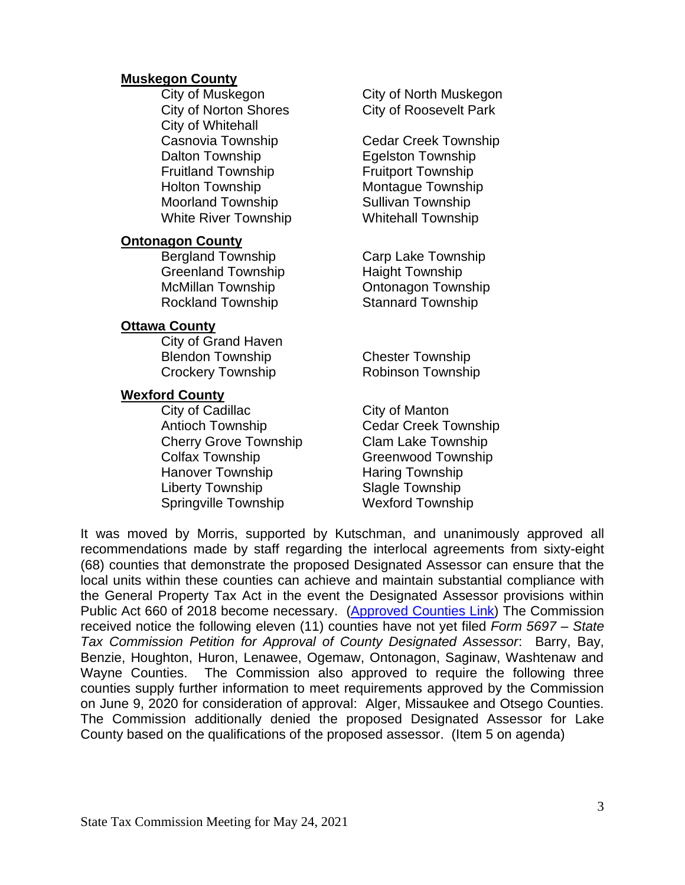**Muskegon County**

City of Muskegon
City of North Muskegon
City of Norton Shores
City of Roosevelt Park
City of Whitehall
Casnovia Township
Cedar Creek Township
Dalton Township
Egelston Township
Fruitland Township
Fruitport Township
Holton Township
Montague Township
Moorland Township
Sullivan Township
White River Township
Whitehall Township

**Ontonagon County**

Bergland Township
Carp Lake Township
Greenland Township
Haight Township
McMillan Township
Ontonagon Township
Rockland Township
Stannard Township

**Ottawa County**

City of Grand Haven
Blendon Township
Chester Township
Crockery Township
Robinson Township

**Wexford County**

City of Cadillac
City of Manton
Antioch Township
Cedar Creek Township
Cherry Grove Township
Clam Lake Township
Colfax Township
Greenwood Township
Hanover Township
Haring Township
Liberty Township
Slagle Township
Springville Township
Wexford Township

It was moved by Morris, supported by Kutschman, and unanimously approved all recommendations made by staff regarding the interlocal agreements from sixty-eight (68) counties that demonstrate the proposed Designated Assessor can ensure that the local units within these counties can achieve and maintain substantial compliance with the General Property Tax Act in the event the Designated Assessor provisions within Public Act 660 of 2018 become necessary. (Approved Counties Link) The Commission received notice the following eleven (11) counties have not yet filed *Form 5697 – State Tax Commission Petition for Approval of County Designated Assessor*: Barry, Bay, Benzie, Houghton, Huron, Lenawee, Ogemaw, Ontonagon, Saginaw, Washtenaw and Wayne Counties. The Commission also approved to require the following three counties supply further information to meet requirements approved by the Commission on June 9, 2020 for consideration of approval: Alger, Missaukee and Otsego Counties. The Commission additionally denied the proposed Designated Assessor for Lake County based on the qualifications of the proposed assessor. (Item 5 on agenda)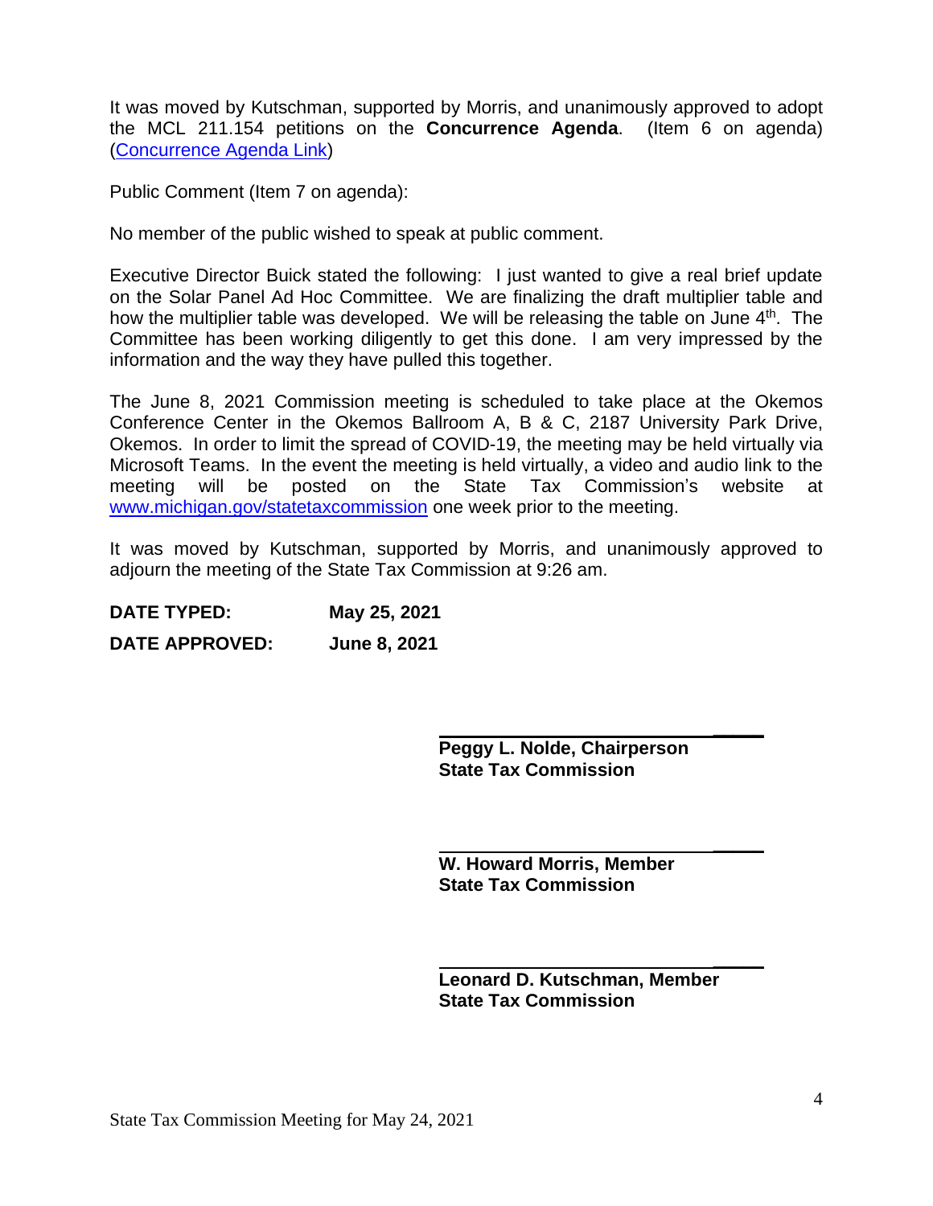It was moved by Kutschman, supported by Morris, and unanimously approved to adopt the MCL 211.154 petitions on the **Concurrence Agenda**. (Item 6 on agenda) (Concurrence Agenda Link)

Public Comment (Item 7 on agenda):

No member of the public wished to speak at public comment.

Executive Director Buick stated the following: I just wanted to give a real brief update on the Solar Panel Ad Hoc Committee. We are finalizing the draft multiplier table and how the multiplier table was developed. We will be releasing the table on June 4th. The Committee has been working diligently to get this done. I am very impressed by the information and the way they have pulled this together.

The June 8, 2021 Commission meeting is scheduled to take place at the Okemos Conference Center in the Okemos Ballroom A, B & C, 2187 University Park Drive, Okemos. In order to limit the spread of COVID-19, the meeting may be held virtually via Microsoft Teams. In the event the meeting is held virtually, a video and audio link to the meeting will be posted on the State Tax Commission's website at www.michigan.gov/statetaxcommission one week prior to the meeting.

It was moved by Kutschman, supported by Morris, and unanimously approved to adjourn the meeting of the State Tax Commission at 9:26 am.

**DATE TYPED:** **May 25, 2021**

**DATE APPROVED:** **June 8, 2021**

\_\_\_\_\_\_\_\_\_\_\_\_\_\_\_\_\_\_\_\_\_\_\_\_\_\_\_\_\_\_

**Peggy L. Nolde, Chairperson**
**State Tax Commission**

\_\_\_\_\_\_\_\_\_\_\_\_\_\_\_\_\_\_\_\_\_\_\_\_\_\_\_\_\_\_

**W. Howard Morris, Member**
**State Tax Commission**

\_\_\_\_\_\_\_\_\_\_\_\_\_\_\_\_\_\_\_\_\_\_\_\_\_\_\_\_\_\_

**Leonard D. Kutschman, Member**
**State Tax Commission**